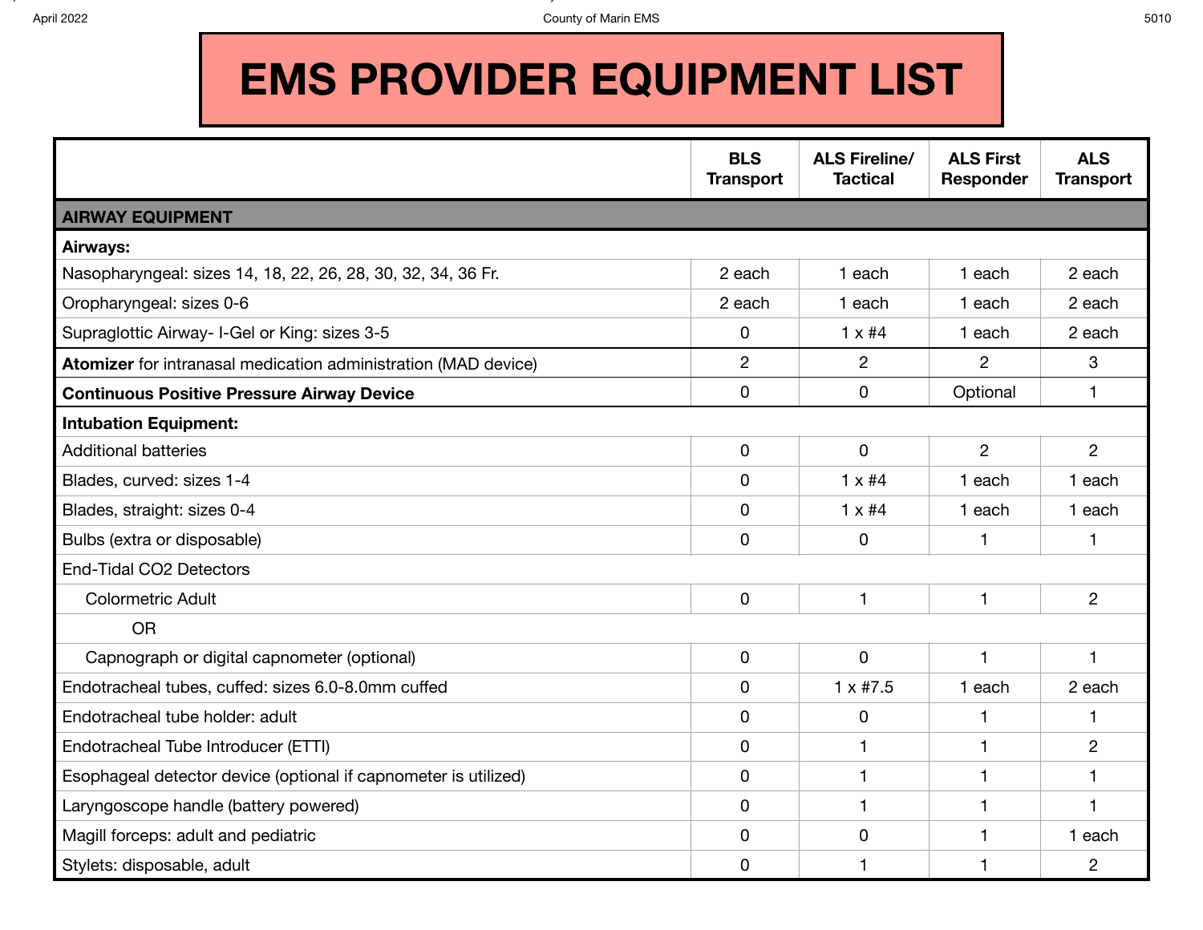# EMS PROVIDER EQUIPMENT LIST

| | BLS Transport | ALS Fireline/ Tactical | ALS First Responder | ALS Transport |
|---|---|---|---|---|
| **AIRWAY EQUIPMENT** | | | | |
| **Airways:** | | | | |
| Nasopharyngeal: sizes 14, 18, 22, 26, 28, 30, 32, 34, 36 Fr. | 2 each | 1 each | 1 each | 2 each |
| Oropharyngeal: sizes 0-6 | 2 each | 1 each | 1 each | 2 each |
| Supraglottic Airway- I-Gel or King: sizes 3-5 | 0 | 1 x #4 | 1 each | 2 each |
| **Atomizer** for intranasal medication administration (MAD device) | 2 | 2 | 2 | 3 |
| **Continuous Positive Pressure Airway Device** | 0 | 0 | Optional | 1 |
| **Intubation Equipment:** | | | | |
| Additional batteries | 0 | 0 | 2 | 2 |
| Blades, curved: sizes 1-4 | 0 | 1 x #4 | 1 each | 1 each |
| Blades, straight: sizes 0-4 | 0 | 1 x #4 | 1 each | 1 each |
| Bulbs (extra or disposable) | 0 | 0 | 1 | 1 |
| End-Tidal CO2 Detectors | | | | |
| Colormetric Adult | 0 | 1 | 1 | 2 |
| OR | | | | |
| Capnograph or digital capnometer (optional) | 0 | 0 | 1 | 1 |
| Endotracheal tubes, cuffed: sizes 6.0-8.0mm cuffed | 0 | 1 x #7.5 | 1 each | 2 each |
| Endotracheal tube holder: adult | 0 | 0 | 1 | 1 |
| Endotracheal Tube Introducer (ETTI) | 0 | 1 | 1 | 2 |
| Esophageal detector device (optional if capnometer is utilized) | 0 | 1 | 1 | 1 |
| Laryngoscope handle (battery powered) | 0 | 1 | 1 | 1 |
| Magill forceps: adult and pediatric | 0 | 0 | 1 | 1 each |
| Stylets: disposable, adult | 0 | 1 | 1 | 2 |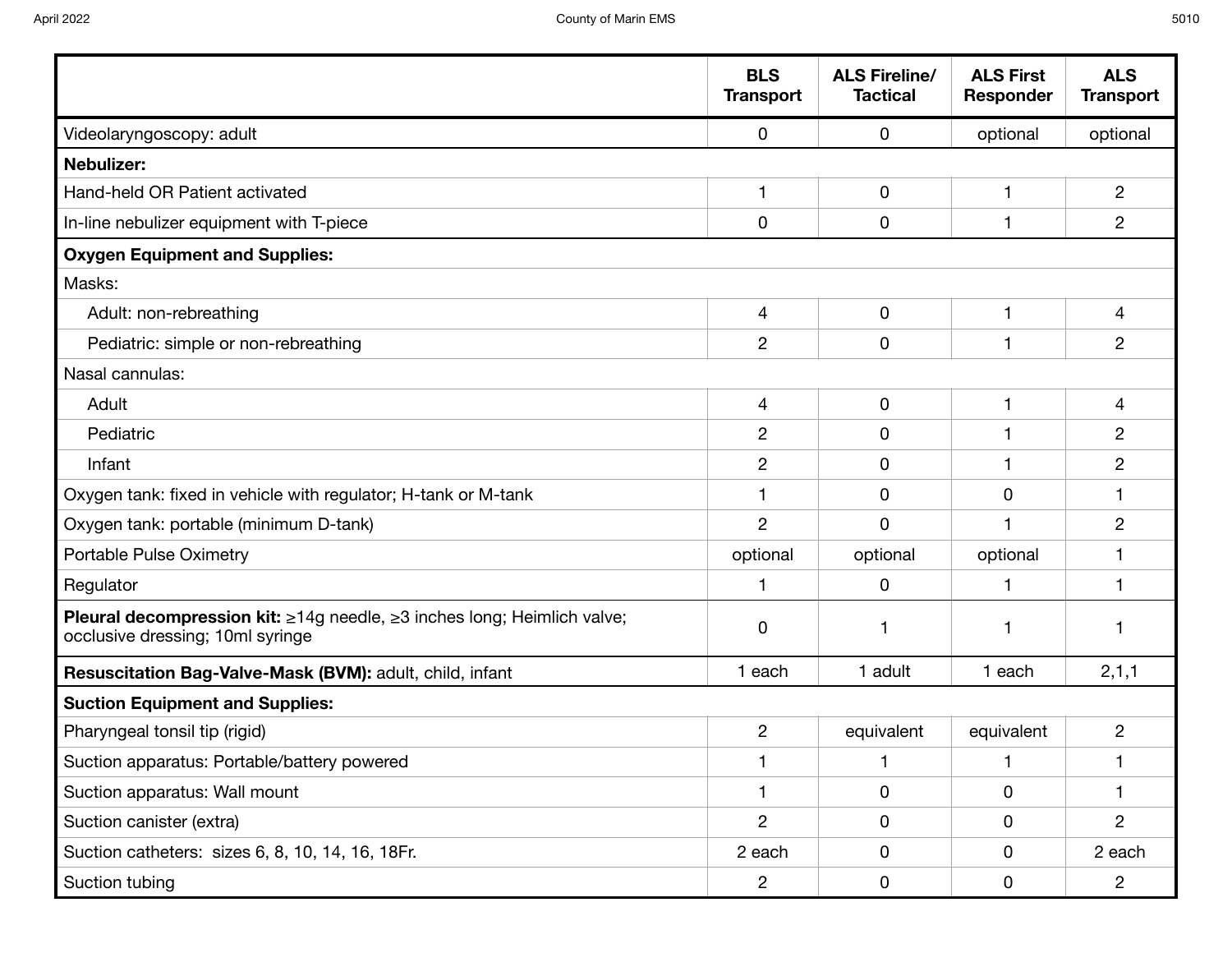| | BLS Transport | ALS Fireline/ Tactical | ALS First Responder | ALS Transport |
|---|---|---|---|---|
| Videolaryngoscopy: adult | 0 | 0 | optional | optional |
| **Nebulizer:** | | | | |
| Hand-held OR Patient activated | 1 | 0 | 1 | 2 |
| In-line nebulizer equipment with T-piece | 0 | 0 | 1 | 2 |
| **Oxygen Equipment and Supplies:** | | | | |
| Masks: | | | | |
| Adult: non-rebreathing | 4 | 0 | 1 | 4 |
| Pediatric: simple or non-rebreathing | 2 | 0 | 1 | 2 |
| Nasal cannulas: | | | | |
| Adult | 4 | 0 | 1 | 4 |
| Pediatric | 2 | 0 | 1 | 2 |
| Infant | 2 | 0 | 1 | 2 |
| Oxygen tank: fixed in vehicle with regulator; H-tank or M-tank | 1 | 0 | 0 | 1 |
| Oxygen tank: portable (minimum D-tank) | 2 | 0 | 1 | 2 |
| Portable Pulse Oximetry | optional | optional | optional | 1 |
| Regulator | 1 | 0 | 1 | 1 |
| **Pleural decompression kit:** ≥14g needle, ≥3 inches long; Heimlich valve; occlusive dressing; 10ml syringe | 0 | 1 | 1 | 1 |
| **Resuscitation Bag-Valve-Mask (BVM):** adult, child, infant | 1 each | 1 adult | 1 each | 2,1,1 |
| **Suction Equipment and Supplies:** | | | | |
| Pharyngeal tonsil tip (rigid) | 2 | equivalent | equivalent | 2 |
| Suction apparatus: Portable/battery powered | 1 | 1 | 1 | 1 |
| Suction apparatus: Wall mount | 1 | 0 | 0 | 1 |
| Suction canister (extra) | 2 | 0 | 0 | 2 |
| Suction catheters: sizes 6, 8, 10, 14, 16, 18Fr. | 2 each | 0 | 0 | 2 each |
| Suction tubing | 2 | 0 | 0 | 2 |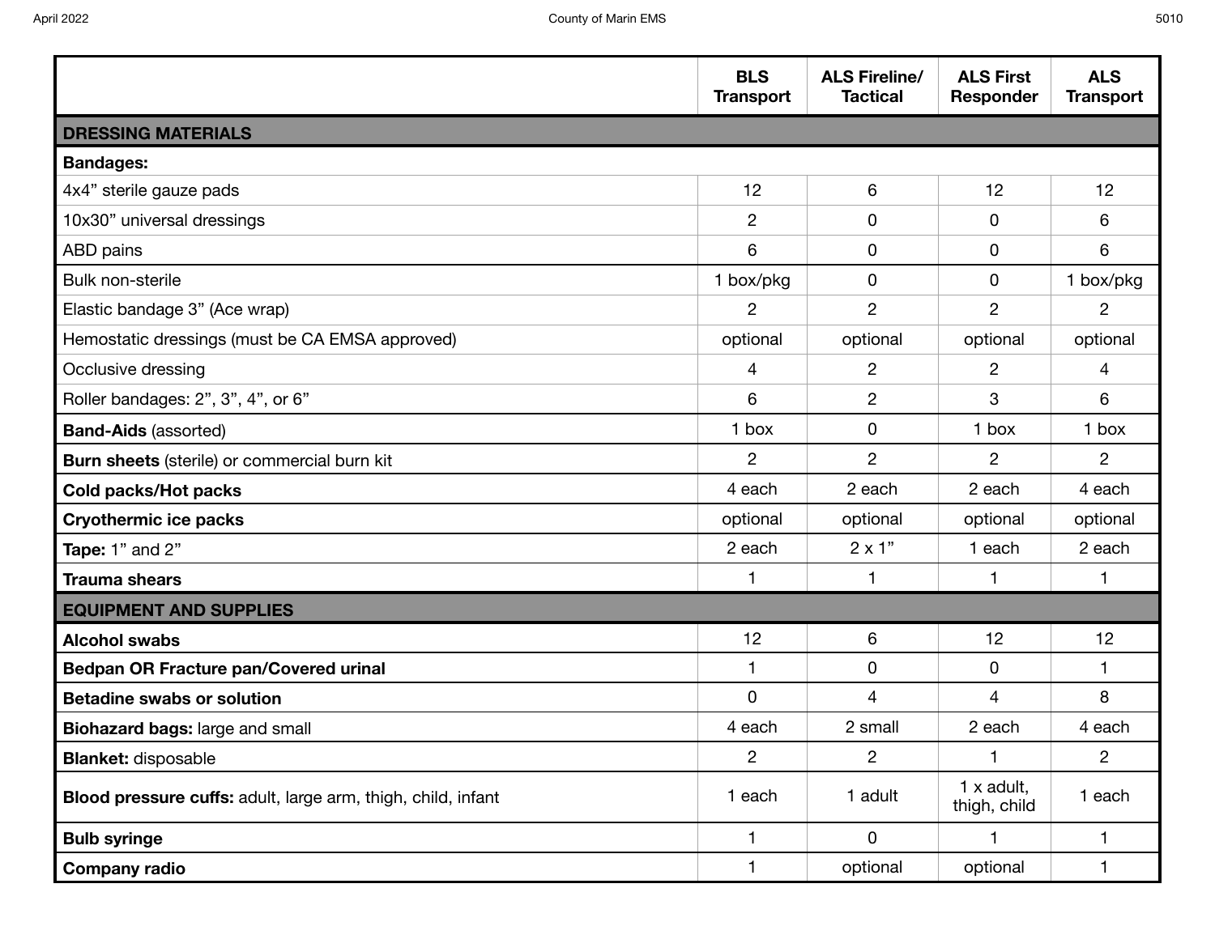| | BLS Transport | ALS Fireline/ Tactical | ALS First Responder | ALS Transport |
|---|---|---|---|---|
| **DRESSING MATERIALS** | | | | |
| **Bandages:** | | | | |
| 4x4” sterile gauze pads | 12 | 6 | 12 | 12 |
| 10x30” universal dressings | 2 | 0 | 0 | 6 |
| ABD pains | 6 | 0 | 0 | 6 |
| Bulk non-sterile | 1 box/pkg | 0 | 0 | 1 box/pkg |
| Elastic bandage 3” (Ace wrap) | 2 | 2 | 2 | 2 |
| Hemostatic dressings (must be CA EMSA approved) | optional | optional | optional | optional |
| Occlusive dressing | 4 | 2 | 2 | 4 |
| Roller bandages: 2”, 3”, 4”, or 6” | 6 | 2 | 3 | 6 |
| **Band-Aids** (assorted) | 1 box | 0 | 1 box | 1 box |
| **Burn sheets** (sterile) or commercial burn kit | 2 | 2 | 2 | 2 |
| **Cold packs/Hot packs** | 4 each | 2 each | 2 each | 4 each |
| **Cryothermic ice packs** | optional | optional | optional | optional |
| **Tape:** 1” and 2” | 2 each | 2 x 1” | 1 each | 2 each |
| **Trauma shears** | 1 | 1 | 1 | 1 |
| **EQUIPMENT AND SUPPLIES** | | | | |
| **Alcohol swabs** | 12 | 6 | 12 | 12 |
| **Bedpan OR Fracture pan/Covered urinal** | 1 | 0 | 0 | 1 |
| **Betadine swabs or solution** | 0 | 4 | 4 | 8 |
| **Biohazard bags:** large and small | 4 each | 2 small | 2 each | 4 each |
| **Blanket:** disposable | 2 | 2 | 1 | 2 |
| **Blood pressure cuffs:** adult, large arm, thigh, child, infant | 1 each | 1 adult | 1 x adult, thigh, child | 1 each |
| **Bulb syringe** | 1 | 0 | 1 | 1 |
| **Company radio** | 1 | optional | optional | 1 |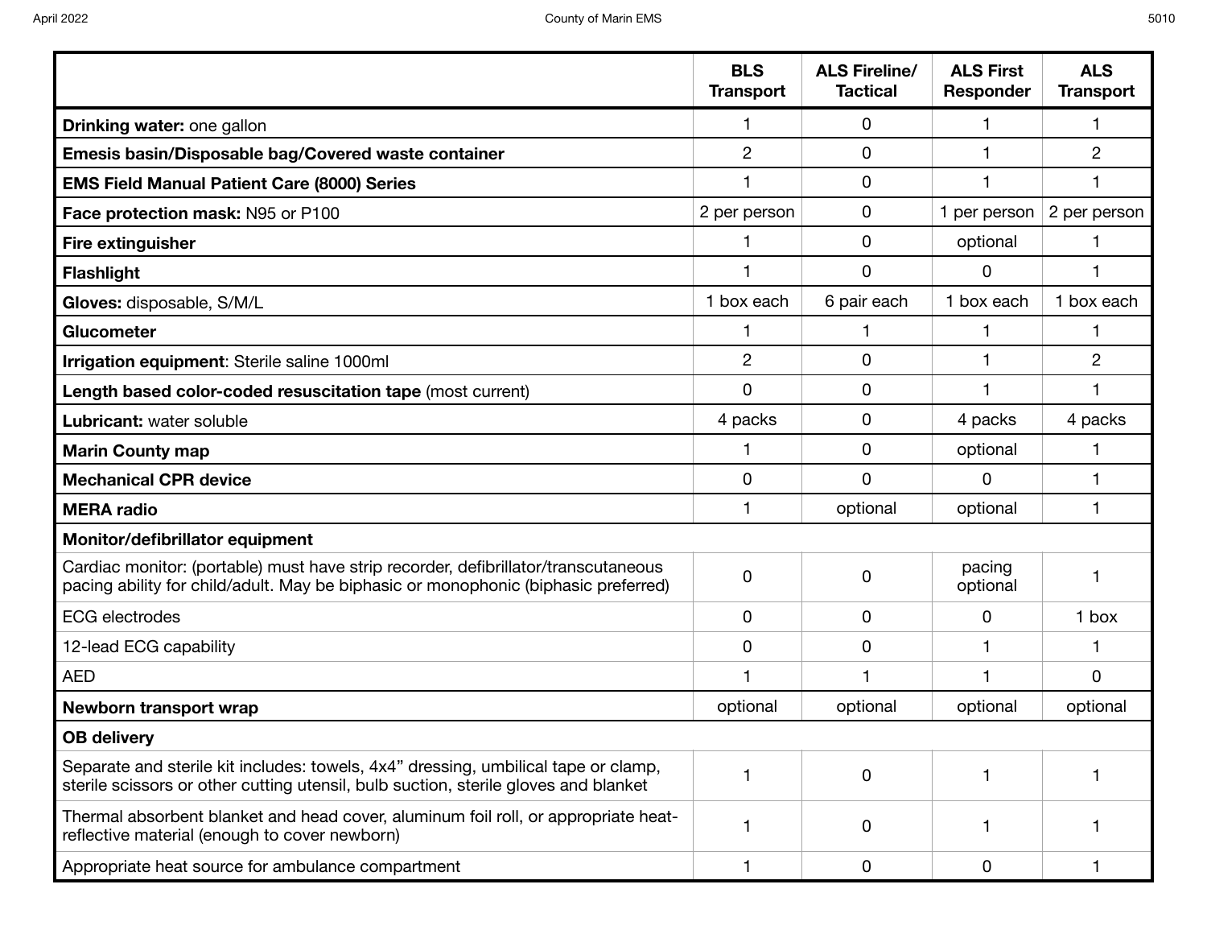| | BLS Transport | ALS Fireline/ Tactical | ALS First Responder | ALS Transport |
|---|---|---|---|---|
| **Drinking water:** one gallon | 1 | 0 | 1 | 1 |
| **Emesis basin/Disposable bag/Covered waste container** | 2 | 0 | 1 | 2 |
| **EMS Field Manual Patient Care (8000) Series** | 1 | 0 | 1 | 1 |
| **Face protection mask:** N95 or P100 | 2 per person | 0 | 1 per person | 2 per person |
| **Fire extinguisher** | 1 | 0 | optional | 1 |
| **Flashlight** | 1 | 0 | 0 | 1 |
| **Gloves:** disposable, S/M/L | 1 box each | 6 pair each | 1 box each | 1 box each |
| **Glucometer** | 1 | 1 | 1 | 1 |
| **Irrigation equipment**: Sterile saline 1000ml | 2 | 0 | 1 | 2 |
| **Length based color-coded resuscitation tape** (most current) | 0 | 0 | 1 | 1 |
| **Lubricant:** water soluble | 4 packs | 0 | 4 packs | 4 packs |
| **Marin County map** | 1 | 0 | optional | 1 |
| **Mechanical CPR device** | 0 | 0 | 0 | 1 |
| **MERA radio** | 1 | optional | optional | 1 |
| **Monitor/defibrillator equipment** | | | | |
| Cardiac monitor: (portable) must have strip recorder, defibrillator/transcutaneous pacing ability for child/adult. May be biphasic or monophonic (biphasic preferred) | 0 | 0 | pacing optional | 1 |
| ECG electrodes | 0 | 0 | 0 | 1 box |
| 12-lead ECG capability | 0 | 0 | 1 | 1 |
| AED | 1 | 1 | 1 | 0 |
| **Newborn transport wrap** | optional | optional | optional | optional |
| **OB delivery** | | | | |
| Separate and sterile kit includes: towels, 4x4" dressing, umbilical tape or clamp, sterile scissors or other cutting utensil, bulb suction, sterile gloves and blanket | 1 | 0 | 1 | 1 |
| Thermal absorbent blanket and head cover, aluminum foil roll, or appropriate heat-reflective material (enough to cover newborn) | 1 | 0 | 1 | 1 |
| Appropriate heat source for ambulance compartment | 1 | 0 | 0 | 1 |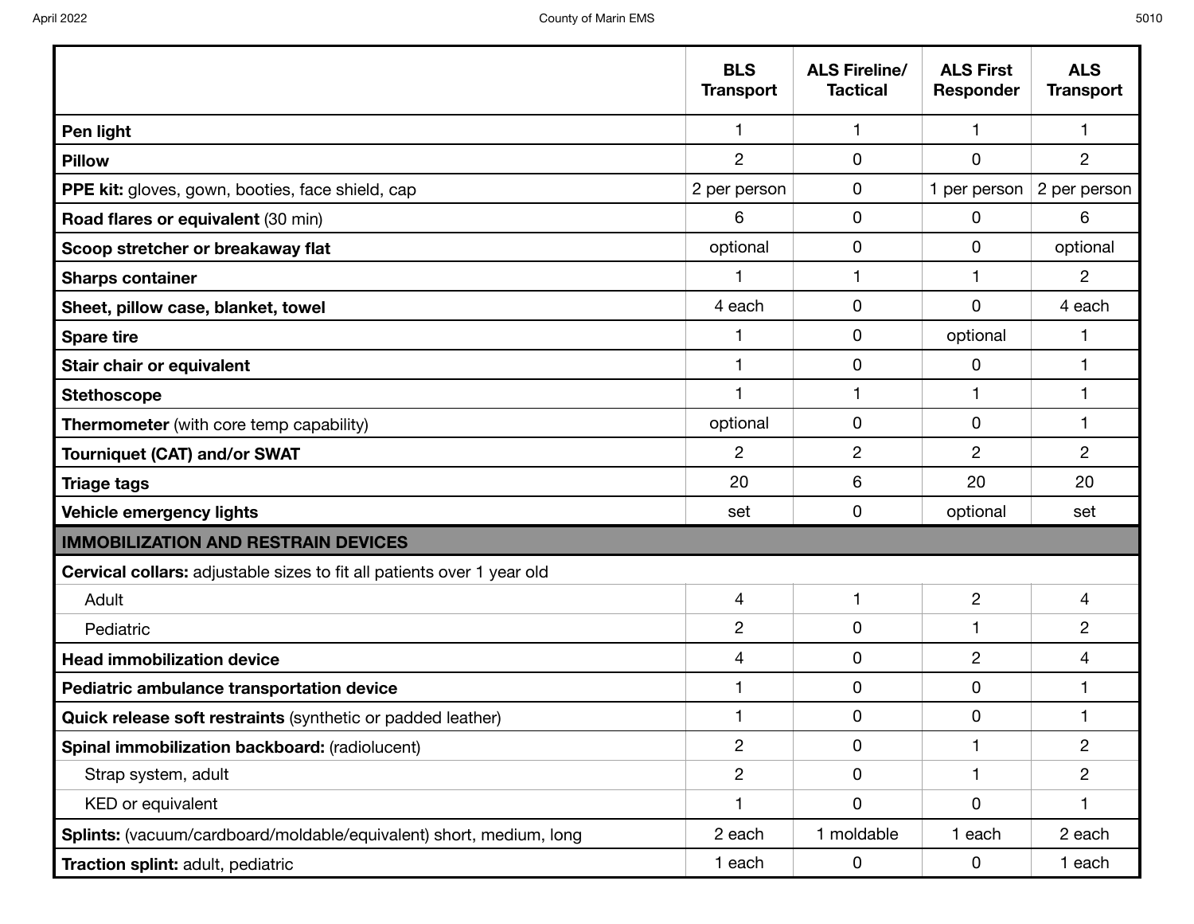| | BLS Transport | ALS Fireline/ Tactical | ALS First Responder | ALS Transport |
|---|---|---|---|---|
| **Pen light** | 1 | 1 | 1 | 1 |
| **Pillow** | 2 | 0 | 0 | 2 |
| **PPE kit:** gloves, gown, booties, face shield, cap | 2 per person | 0 | 1 per person | 2 per person |
| **Road flares or equivalent** (30 min) | 6 | 0 | 0 | 6 |
| **Scoop stretcher or breakaway flat** | optional | 0 | 0 | optional |
| **Sharps container** | 1 | 1 | 1 | 2 |
| **Sheet, pillow case, blanket, towel** | 4 each | 0 | 0 | 4 each |
| **Spare tire** | 1 | 0 | optional | 1 |
| **Stair chair or equivalent** | 1 | 0 | 0 | 1 |
| **Stethoscope** | 1 | 1 | 1 | 1 |
| **Thermometer** (with core temp capability) | optional | 0 | 0 | 1 |
| **Tourniquet (CAT) and/or SWAT** | 2 | 2 | 2 | 2 |
| **Triage tags** | 20 | 6 | 20 | 20 |
| **Vehicle emergency lights** | set | 0 | optional | set |
| **IMMOBILIZATION AND RESTRAIN DEVICES** | | | | |
| **Cervical collars:** adjustable sizes to fit all patients over 1 year old | | | | |
| Adult | 4 | 1 | 2 | 4 |
| Pediatric | 2 | 0 | 1 | 2 |
| **Head immobilization device** | 4 | 0 | 2 | 4 |
| **Pediatric ambulance transportation device** | 1 | 0 | 0 | 1 |
| **Quick release soft restraints** (synthetic or padded leather) | 1 | 0 | 0 | 1 |
| **Spinal immobilization backboard:** (radiolucent) | 2 | 0 | 1 | 2 |
| Strap system, adult | 2 | 0 | 1 | 2 |
| KED or equivalent | 1 | 0 | 0 | 1 |
| **Splints:** (vacuum/cardboard/moldable/equivalent) short, medium, long | 2 each | 1 moldable | 1 each | 2 each |
| **Traction splint:** adult, pediatric | 1 each | 0 | 0 | 1 each |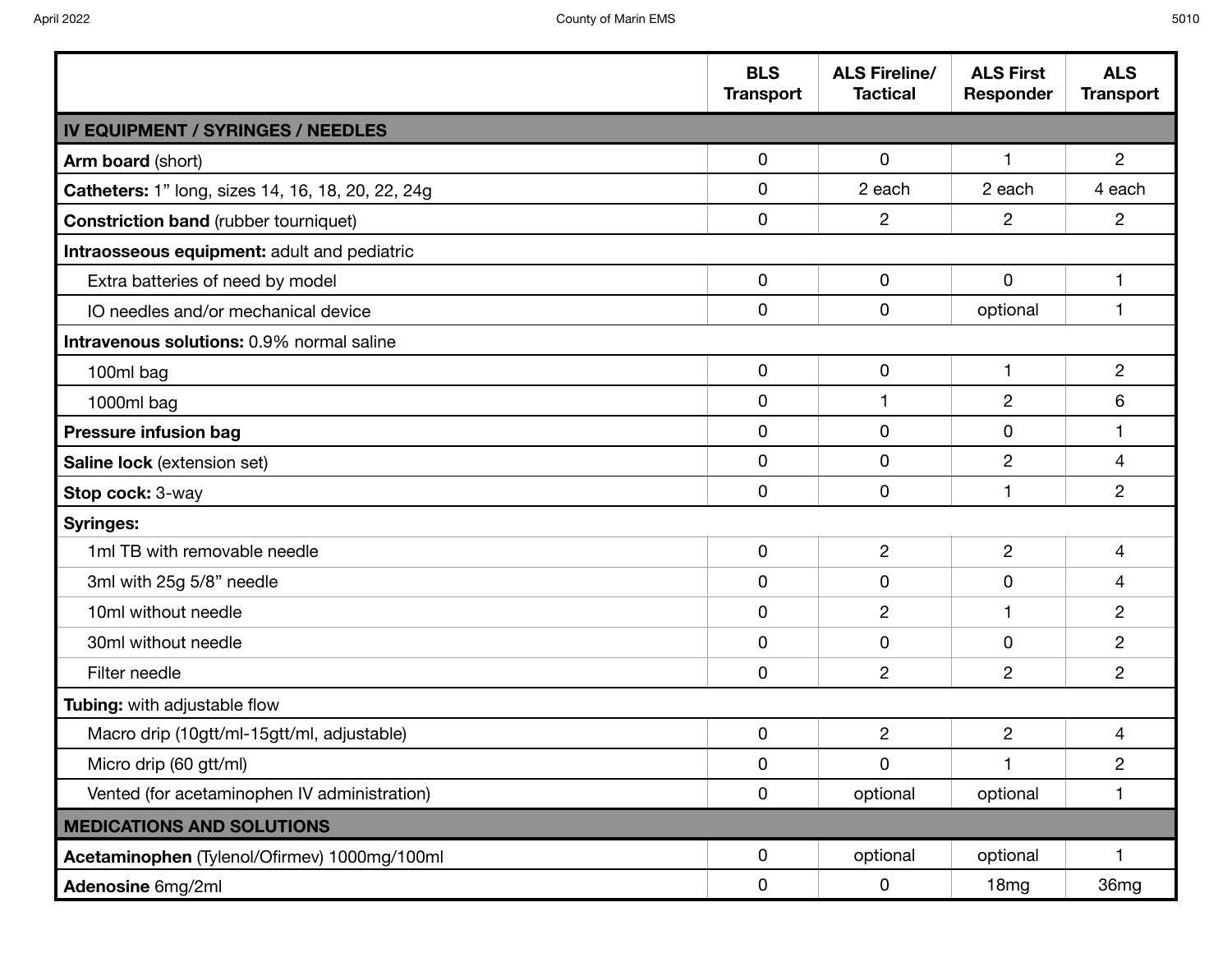| | BLS Transport | ALS Fireline/ Tactical | ALS First Responder | ALS Transport |
|---|---|---|---|---|
| **IV EQUIPMENT / SYRINGES / NEEDLES** | | | | |
| **Arm board** (short) | 0 | 0 | 1 | 2 |
| **Catheters:** 1" long, sizes 14, 16, 18, 20, 22, 24g | 0 | 2 each | 2 each | 4 each |
| **Constriction band** (rubber tourniquet) | 0 | 2 | 2 | 2 |
| **Intraosseous equipment:** adult and pediatric | | | | |
| Extra batteries of need by model | 0 | 0 | 0 | 1 |
| IO needles and/or mechanical device | 0 | 0 | optional | 1 |
| **Intravenous solutions:** 0.9% normal saline | | | | |
| 100ml bag | 0 | 0 | 1 | 2 |
| 1000ml bag | 0 | 1 | 2 | 6 |
| **Pressure infusion bag** | 0 | 0 | 0 | 1 |
| **Saline lock** (extension set) | 0 | 0 | 2 | 4 |
| **Stop cock:** 3-way | 0 | 0 | 1 | 2 |
| **Syringes:** | | | | |
| 1ml TB with removable needle | 0 | 2 | 2 | 4 |
| 3ml with 25g 5/8" needle | 0 | 0 | 0 | 4 |
| 10ml without needle | 0 | 2 | 1 | 2 |
| 30ml without needle | 0 | 0 | 0 | 2 |
| Filter needle | 0 | 2 | 2 | 2 |
| **Tubing:** with adjustable flow | | | | |
| Macro drip (10gtt/ml-15gtt/ml, adjustable) | 0 | 2 | 2 | 4 |
| Micro drip (60 gtt/ml) | 0 | 0 | 1 | 2 |
| Vented (for acetaminophen IV administration) | 0 | optional | optional | 1 |
| **MEDICATIONS AND SOLUTIONS** | | | | |
| **Acetaminophen** (Tylenol/Ofirmev) 1000mg/100ml | 0 | optional | optional | 1 |
| **Adenosine** 6mg/2ml | 0 | 0 | 18mg | 36mg |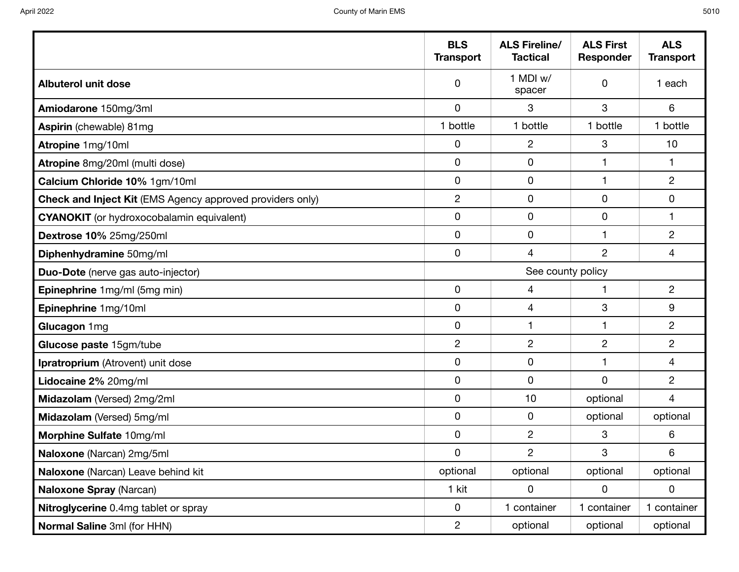| | BLS Transport | ALS Fireline/ Tactical | ALS First Responder | ALS Transport |
|---|---|---|---|---|
| **Albuterol unit dose** | 0 | 1 MDI w/ spacer | 0 | 1 each |
| **Amiodarone** 150mg/3ml | 0 | 3 | 3 | 6 |
| **Aspirin** (chewable) 81mg | 1 bottle | 1 bottle | 1 bottle | 1 bottle |
| **Atropine** 1mg/10ml | 0 | 2 | 3 | 10 |
| **Atropine** 8mg/20ml (multi dose) | 0 | 0 | 1 | 1 |
| **Calcium Chloride 10%** 1gm/10ml | 0 | 0 | 1 | 2 |
| **Check and Inject Kit** (EMS Agency approved providers only) | 2 | 0 | 0 | 0 |
| **CYANOKIT** (or hydroxocobalamin equivalent) | 0 | 0 | 0 | 1 |
| **Dextrose 10%** 25mg/250ml | 0 | 0 | 1 | 2 |
| **Diphenhydramine** 50mg/ml | 0 | 4 | 2 | 4 |
| **Duo-Dote** (nerve gas auto-injector) | See county policy | | | |
| **Epinephrine** 1mg/ml (5mg min) | 0 | 4 | 1 | 2 |
| **Epinephrine** 1mg/10ml | 0 | 4 | 3 | 9 |
| **Glucagon** 1mg | 0 | 1 | 1 | 2 |
| **Glucose paste** 15gm/tube | 2 | 2 | 2 | 2 |
| **Ipratropium** (Atrovent) unit dose | 0 | 0 | 1 | 4 |
| **Lidocaine 2%** 20mg/ml | 0 | 0 | 0 | 2 |
| **Midazolam** (Versed) 2mg/2ml | 0 | 10 | optional | 4 |
| **Midazolam** (Versed) 5mg/ml | 0 | 0 | optional | optional |
| **Morphine Sulfate** 10mg/ml | 0 | 2 | 3 | 6 |
| **Naloxone** (Narcan) 2mg/5ml | 0 | 2 | 3 | 6 |
| **Naloxone** (Narcan) Leave behind kit | optional | optional | optional | optional |
| **Naloxone Spray** (Narcan) | 1 kit | 0 | 0 | 0 |
| **Nitroglycerine** 0.4mg tablet or spray | 0 | 1 container | 1 container | 1 container |
| **Normal Saline** 3ml (for HHN) | 2 | optional | optional | optional |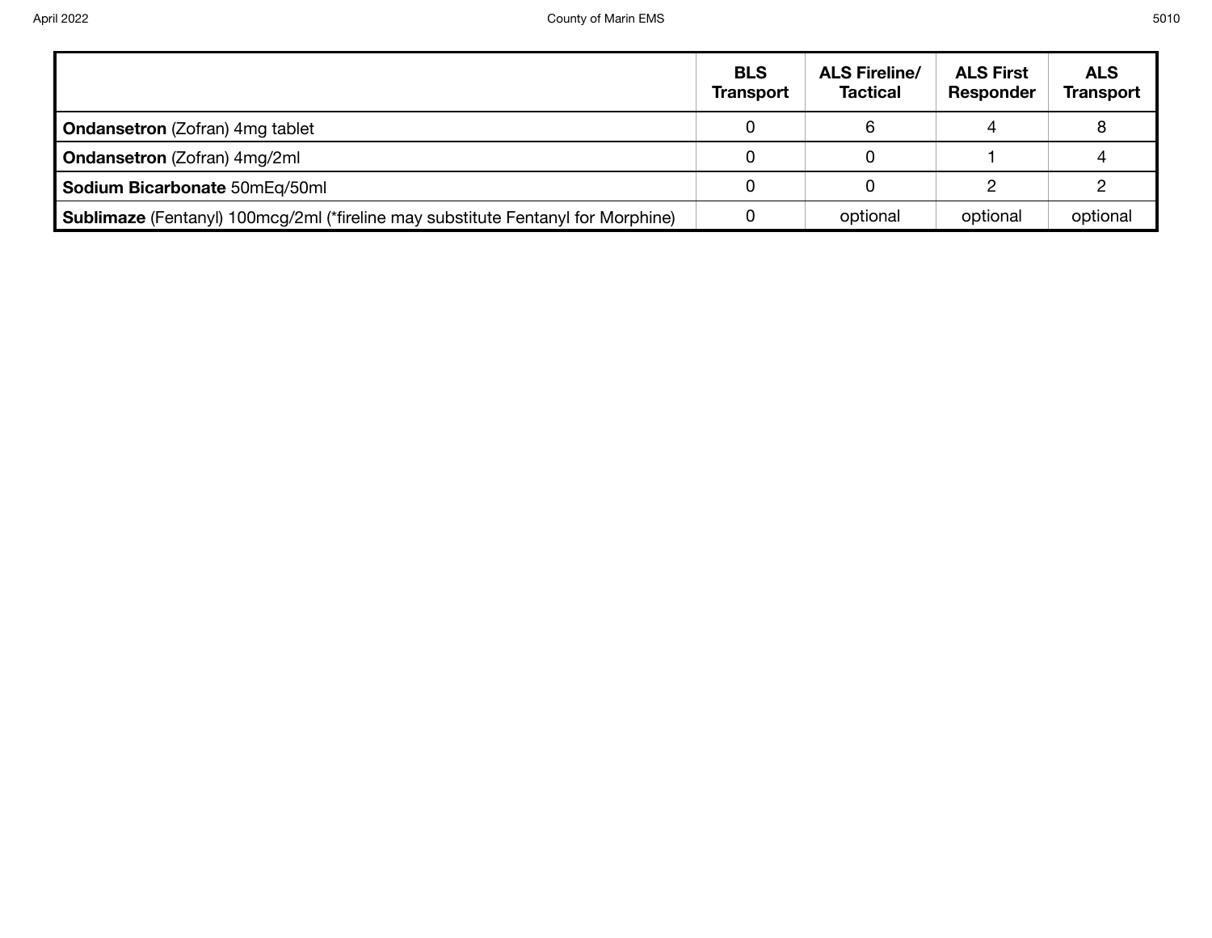| | BLS Transport | ALS Fireline/ Tactical | ALS First Responder | ALS Transport |
|---|---|---|---|---|
| **Ondansetron** (Zofran) 4mg tablet | 0 | 6 | 4 | 8 |
| **Ondansetron** (Zofran) 4mg/2ml | 0 | 0 | 1 | 4 |
| **Sodium Bicarbonate** 50mEq/50ml | 0 | 0 | 2 | 2 |
| **Sublimaze** (Fentanyl) 100mcg/2ml (*fireline may substitute Fentanyl for Morphine) | 0 | optional | optional | optional |